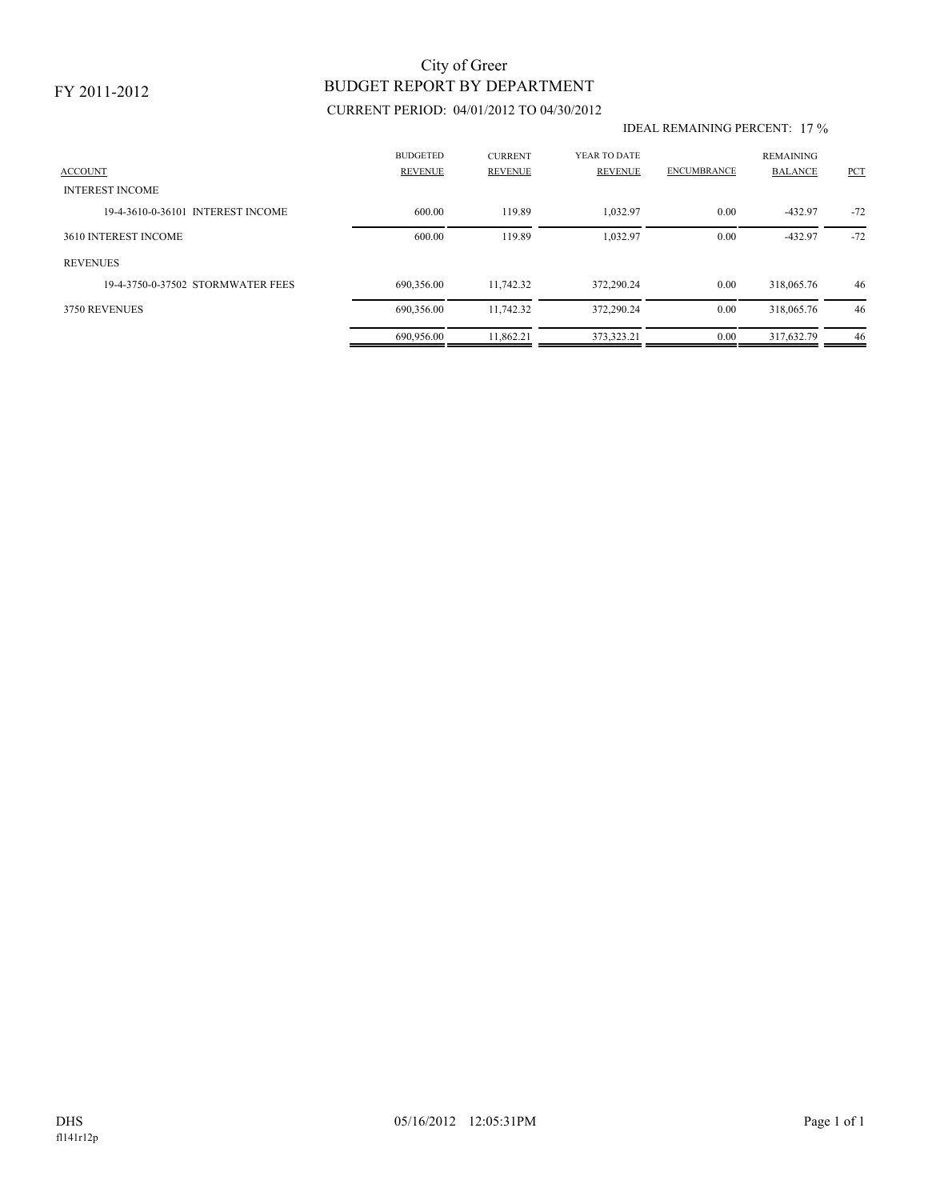FY 2011-2012

# City of Greer
## BUDGET REPORT BY DEPARTMENT

CURRENT PERIOD: 04/01/2012 TO 04/30/2012

IDEAL REMAINING PERCENT: 17 %

| ACCOUNT | BUDGETED REVENUE | CURRENT REVENUE | YEAR TO DATE REVENUE | ENCUMBRANCE | REMAINING BALANCE | PCT |
|---|---|---|---|---|---|---|
| INTEREST INCOME | | | | | | |
| 19-4-3610-0-36101 INTEREST INCOME | 600.00 | 119.89 | 1,032.97 | 0.00 | -432.97 | -72 |
| 3610 INTEREST INCOME | 600.00 | 119.89 | 1,032.97 | 0.00 | -432.97 | -72 |
| REVENUES | | | | | | |
| 19-4-3750-0-37502 STORMWATER FEES | 690,356.00 | 11,742.32 | 372,290.24 | 0.00 | 318,065.76 | 46 |
| 3750 REVENUES | 690,356.00 | 11,742.32 | 372,290.24 | 0.00 | 318,065.76 | 46 |
| | 690,956.00 | 11,862.21 | 373,323.21 | 0.00 | 317,632.79 | 46 |

DHS 05/16/2012 12:05:31PM

fl141r12p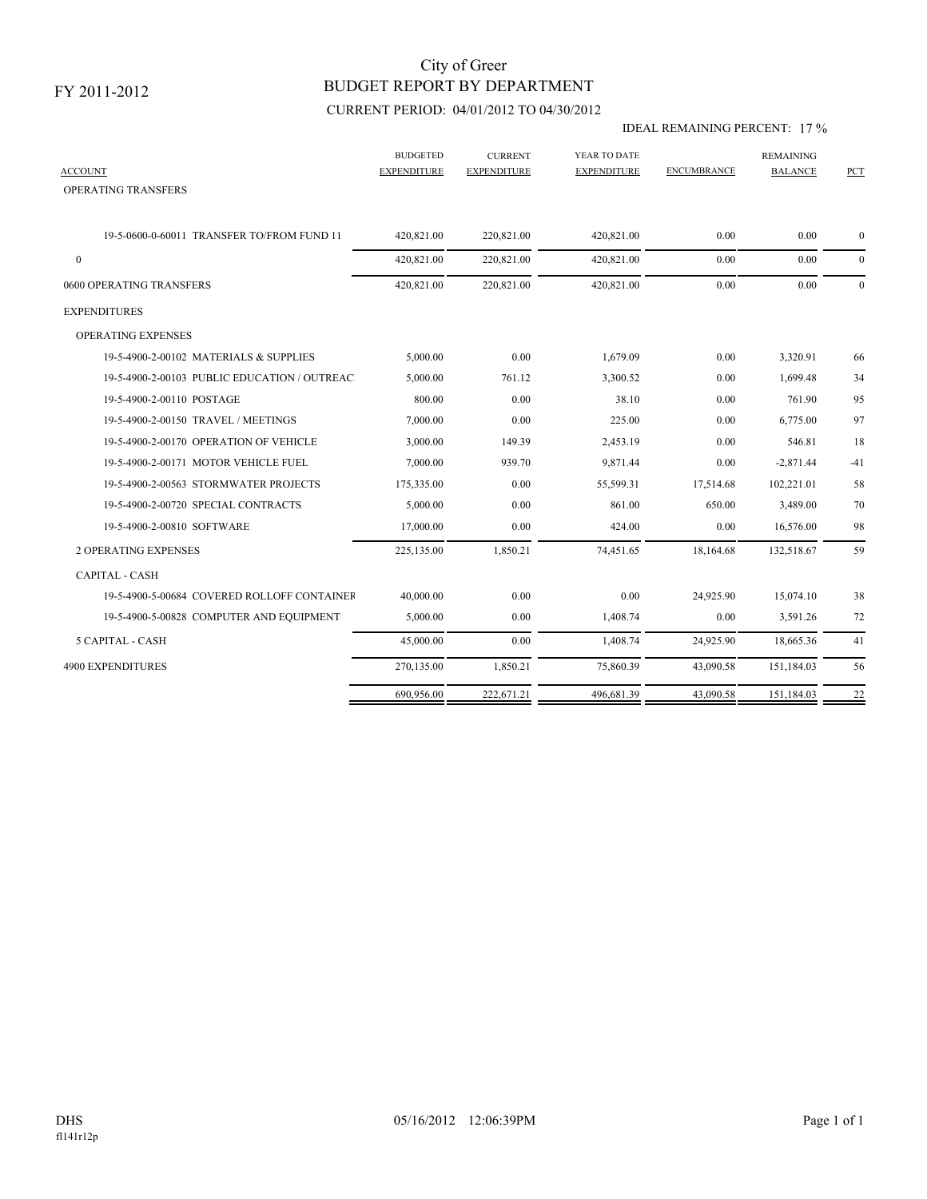FY 2011-2012

# City of Greer

## BUDGET REPORT BY DEPARTMENT

CURRENT PERIOD: 04/01/2012 TO 04/30/2012

IDEAL REMAINING PERCENT: 17 %

| ACCOUNT | BUDGETED EXPENDITURE | CURRENT EXPENDITURE | YEAR TO DATE EXPENDITURE | ENCUMBRANCE | REMAINING BALANCE | PCT |
|---|---|---|---|---|---|---|
| OPERATING TRANSFERS | | | | | | |
| 19-5-0600-0-60011 TRANSFER TO/FROM FUND 11 | 420,821.00 | 220,821.00 | 420,821.00 | 0.00 | 0.00 | 0 |
| 0 | 420,821.00 | 220,821.00 | 420,821.00 | 0.00 | 0.00 | 0 |
| 0600 OPERATING TRANSFERS | 420,821.00 | 220,821.00 | 420,821.00 | 0.00 | 0.00 | 0 |
| EXPENDITURES | | | | | | |
| OPERATING EXPENSES | | | | | | |
| 19-5-4900-2-00102 MATERIALS & SUPPLIES | 5,000.00 | 0.00 | 1,679.09 | 0.00 | 3,320.91 | 66 |
| 19-5-4900-2-00103 PUBLIC EDUCATION / OUTREAC | 5,000.00 | 761.12 | 3,300.52 | 0.00 | 1,699.48 | 34 |
| 19-5-4900-2-00110 POSTAGE | 800.00 | 0.00 | 38.10 | 0.00 | 761.90 | 95 |
| 19-5-4900-2-00150 TRAVEL / MEETINGS | 7,000.00 | 0.00 | 225.00 | 0.00 | 6,775.00 | 97 |
| 19-5-4900-2-00170 OPERATION OF VEHICLE | 3,000.00 | 149.39 | 2,453.19 | 0.00 | 546.81 | 18 |
| 19-5-4900-2-00171 MOTOR VEHICLE FUEL | 7,000.00 | 939.70 | 9,871.44 | 0.00 | -2,871.44 | -41 |
| 19-5-4900-2-00563 STORMWATER PROJECTS | 175,335.00 | 0.00 | 55,599.31 | 17,514.68 | 102,221.01 | 58 |
| 19-5-4900-2-00720 SPECIAL CONTRACTS | 5,000.00 | 0.00 | 861.00 | 650.00 | 3,489.00 | 70 |
| 19-5-4900-2-00810 SOFTWARE | 17,000.00 | 0.00 | 424.00 | 0.00 | 16,576.00 | 98 |
| 2 OPERATING EXPENSES | 225,135.00 | 1,850.21 | 74,451.65 | 18,164.68 | 132,518.67 | 59 |
| CAPITAL - CASH | | | | | | |
| 19-5-4900-5-00684 COVERED ROLLOFF CONTAINER | 40,000.00 | 0.00 | 0.00 | 24,925.90 | 15,074.10 | 38 |
| 19-5-4900-5-00828 COMPUTER AND EQUIPMENT | 5,000.00 | 0.00 | 1,408.74 | 0.00 | 3,591.26 | 72 |
| 5 CAPITAL - CASH | 45,000.00 | 0.00 | 1,408.74 | 24,925.90 | 18,665.36 | 41 |
| 4900 EXPENDITURES | 270,135.00 | 1,850.21 | 75,860.39 | 43,090.58 | 151,184.03 | 56 |
| | 690,956.00 | 222,671.21 | 496,681.39 | 43,090.58 | 151,184.03 | 22 |

DHS
fl141r12p

05/16/2012 12:06:39PM